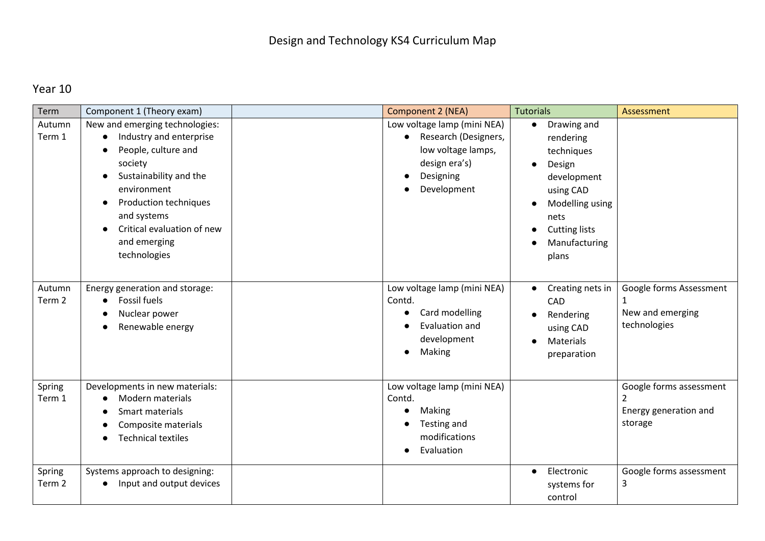# Design and Technology KS4 Curriculum Map

## Year 10

| Term | Component 1 (Theory exam) | | Component 2 (NEA) | Tutorials | Assessment |
|---|---|---|---|---|---|
| Autumn Term 1 | New and emerging technologies:<br>● Industry and enterprise<br>● People, culture and society<br>● Sustainability and the environment<br>● Production techniques and systems<br>● Critical evaluation of new and emerging technologies | | Low voltage lamp (mini NEA)<br>● Research (Designers, low voltage lamps, design era's)<br>● Designing<br>● Development | ● Drawing and rendering techniques<br>● Design development using CAD<br>● Modelling using nets<br>● Cutting lists<br>● Manufacturing plans | |
| Autumn Term 2 | Energy generation and storage:<br>● Fossil fuels<br>● Nuclear power<br>● Renewable energy | | Low voltage lamp (mini NEA) Contd.<br>● Card modelling<br>● Evaluation and development<br>● Making | ● Creating nets in CAD<br>● Rendering using CAD<br>● Materials preparation | Google forms Assessment 1<br>New and emerging technologies |
| Spring Term 1 | Developments in new materials:<br>● Modern materials<br>● Smart materials<br>● Composite materials<br>● Technical textiles | | Low voltage lamp (mini NEA) Contd.<br>● Making<br>● Testing and modifications<br>● Evaluation | | Google forms assessment 2<br>Energy generation and storage |
| Spring Term 2 | Systems approach to designing:<br>● Input and output devices | | | ● Electronic systems for control | Google forms assessment 3 |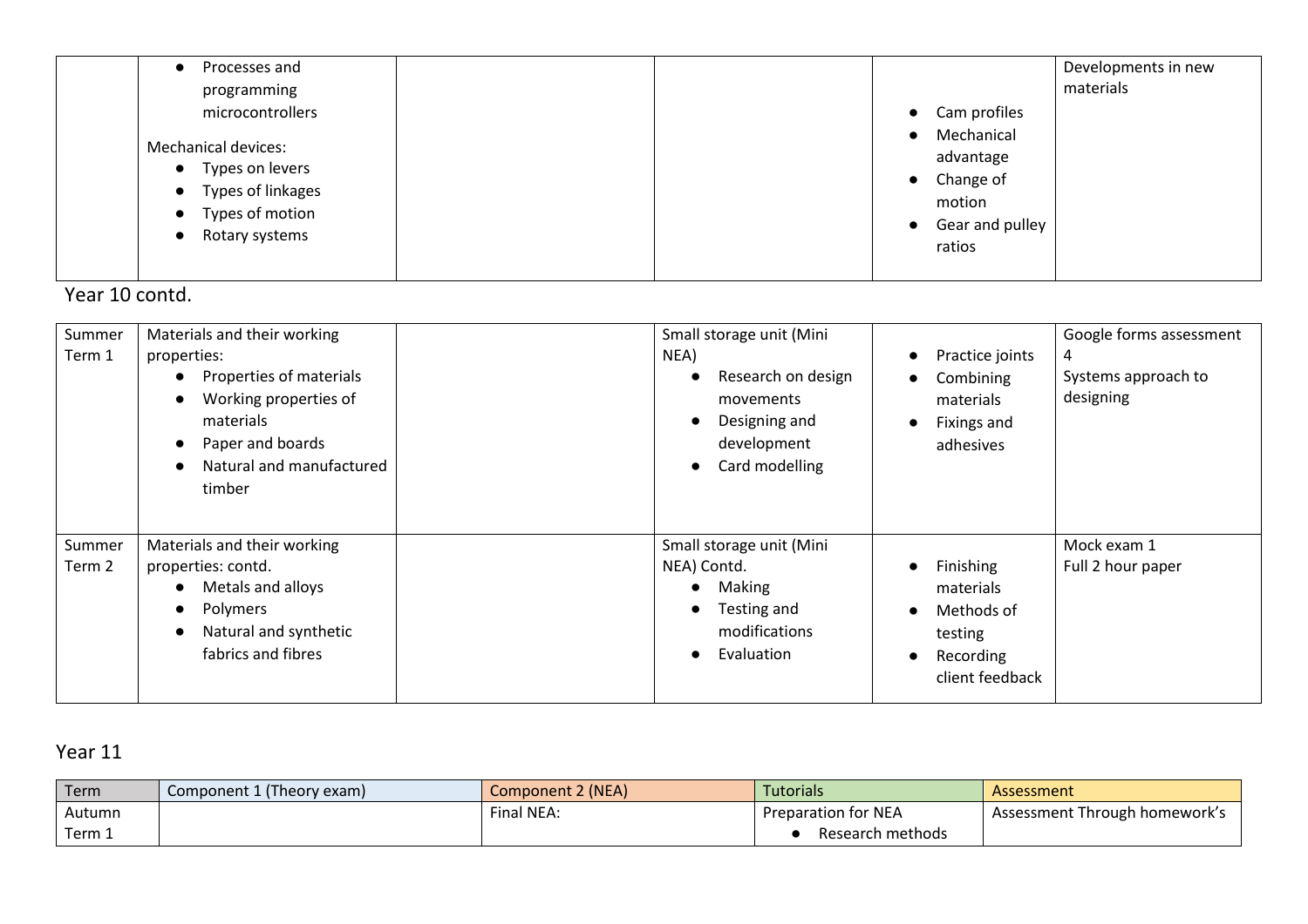| | | | | | |
|---|---|---|---|---|---|
| | ● Processes and programming microcontrollers<br><br>Mechanical devices:<br>● Types on levers<br>● Types of linkages<br>● Types of motion<br>● Rotary systems | | | ● Cam profiles<br>● Mechanical advantage<br>● Change of motion<br>● Gear and pulley ratios | Developments in new materials |

Year 10 contd.

| | | | | | |
|---|---|---|---|---|---|
| Summer Term 1 | Materials and their working properties:<br>● Properties of materials<br>● Working properties of materials<br>● Paper and boards<br>● Natural and manufactured timber | | Small storage unit (Mini NEA)<br>● Research on design movements<br>● Designing and development<br>● Card modelling | ● Practice joints<br>● Combining materials<br>● Fixings and adhesives | Google forms assessment 4<br>Systems approach to designing |
| Summer Term 2 | Materials and their working properties: contd.<br>● Metals and alloys<br>● Polymers<br>● Natural and synthetic fabrics and fibres | | Small storage unit (Mini NEA) Contd.<br>● Making<br>● Testing and modifications<br>● Evaluation | ● Finishing materials<br>● Methods of testing<br>● Recording client feedback | Mock exam 1<br>Full 2 hour paper |

## Year 11

| Term | Component 1 (Theory exam) | Component 2 (NEA) | Tutorials | Assessment |
|---|---|---|---|---|
| Autumn Term 1 | | Final NEA: | Preparation for NEA<br>● Research methods | Assessment Through homework's |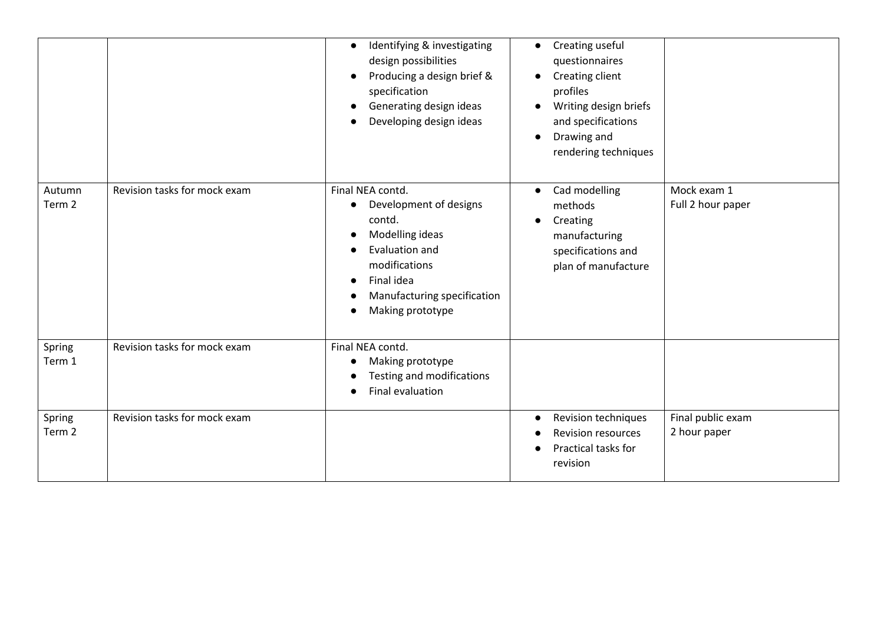| | | | | |
|---|---|---|---|---|
| | | • Identifying & investigating design possibilities<br>• Producing a design brief & specification<br>• Generating design ideas<br>• Developing design ideas | • Creating useful questionnaires<br>• Creating client profiles<br>• Writing design briefs and specifications<br>• Drawing and rendering techniques | |
| Autumn Term 2 | Revision tasks for mock exam | Final NEA contd.<br>• Development of designs contd.<br>• Modelling ideas<br>• Evaluation and modifications<br>• Final idea<br>• Manufacturing specification<br>• Making prototype | • Cad modelling methods<br>• Creating manufacturing specifications and plan of manufacture | Mock exam 1<br>Full 2 hour paper |
| Spring Term 1 | Revision tasks for mock exam | Final NEA contd.<br>• Making prototype<br>• Testing and modifications<br>• Final evaluation | | |
| Spring Term 2 | Revision tasks for mock exam | | • Revision techniques<br>• Revision resources<br>• Practical tasks for revision | Final public exam<br>2 hour paper |